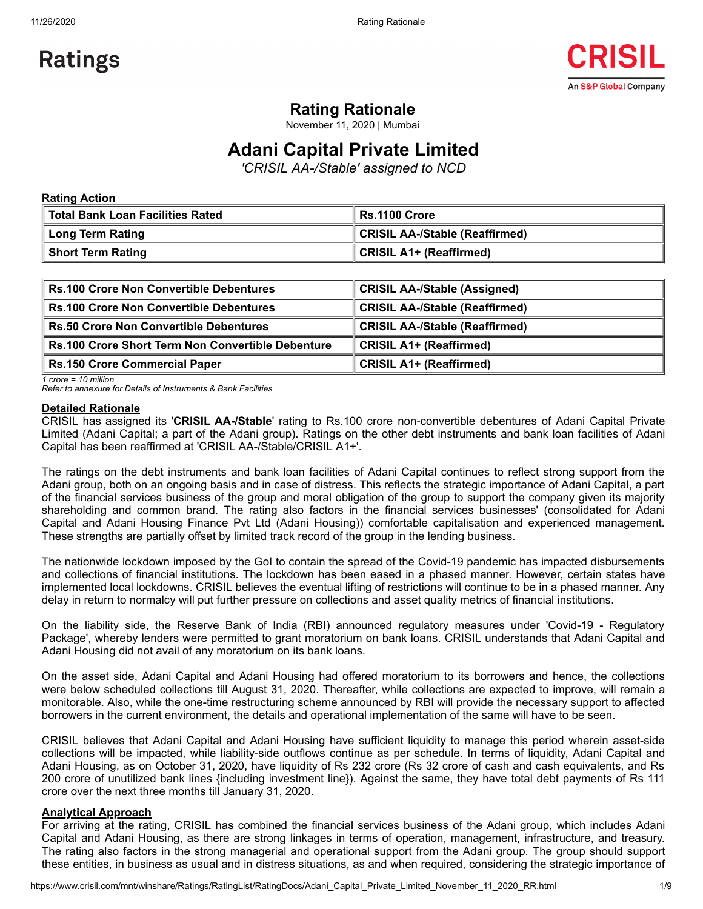# Ratings

## Rating Rationale

November 11, 2020 | Mumbai

# Adani Capital Private Limited

*'CRISIL AA-/Stable' assigned to NCD*

**Rating Action**

| **Total Bank Loan Facilities Rated** | **Rs.1100 Crore** |
|---|---|
| **Long Term Rating** | **CRISIL AA-/Stable (Reaffirmed)** |
| **Short Term Rating** | **CRISIL A1+ (Reaffirmed)** |

| **Rs.100 Crore Non Convertible Debentures** | **CRISIL AA-/Stable (Assigned)** |
|---|---|
| **Rs.100 Crore Non Convertible Debentures** | **CRISIL AA-/Stable (Reaffirmed)** |
| **Rs.50 Crore Non Convertible Debentures** | **CRISIL AA-/Stable (Reaffirmed)** |
| **Rs.100 Crore Short Term Non Convertible Debenture** | **CRISIL A1+ (Reaffirmed)** |
| **Rs.150 Crore Commercial Paper** | **CRISIL A1+ (Reaffirmed)** |

*1 crore = 10 million*
*Refer to annexure for Details of Instruments & Bank Facilities*

**Detailed Rationale**

CRISIL has assigned its '**CRISIL AA-/Stable**' rating to Rs.100 crore non-convertible debentures of Adani Capital Private Limited (Adani Capital; a part of the Adani group). Ratings on the other debt instruments and bank loan facilities of Adani Capital has been reaffirmed at 'CRISIL AA-/Stable/CRISIL A1+'.

The ratings on the debt instruments and bank loan facilities of Adani Capital continues to reflect strong support from the Adani group, both on an ongoing basis and in case of distress. This reflects the strategic importance of Adani Capital, a part of the financial services business of the group and moral obligation of the group to support the company given its majority shareholding and common brand. The rating also factors in the financial services businesses' (consolidated for Adani Capital and Adani Housing Finance Pvt Ltd (Adani Housing)) comfortable capitalisation and experienced management. These strengths are partially offset by limited track record of the group in the lending business.

The nationwide lockdown imposed by the GoI to contain the spread of the Covid-19 pandemic has impacted disbursements and collections of financial institutions. The lockdown has been eased in a phased manner. However, certain states have implemented local lockdowns. CRISIL believes the eventual lifting of restrictions will continue to be in a phased manner. Any delay in return to normalcy will put further pressure on collections and asset quality metrics of financial institutions.

On the liability side, the Reserve Bank of India (RBI) announced regulatory measures under 'Covid-19 - Regulatory Package', whereby lenders were permitted to grant moratorium on bank loans. CRISIL understands that Adani Capital and Adani Housing did not avail of any moratorium on its bank loans.

On the asset side, Adani Capital and Adani Housing had offered moratorium to its borrowers and hence, the collections were below scheduled collections till August 31, 2020. Thereafter, while collections are expected to improve, will remain a monitorable. Also, while the one-time restructuring scheme announced by RBI will provide the necessary support to affected borrowers in the current environment, the details and operational implementation of the same will have to be seen.

CRISIL believes that Adani Capital and Adani Housing have sufficient liquidity to manage this period wherein asset-side collections will be impacted, while liability-side outflows continue as per schedule. In terms of liquidity, Adani Capital and Adani Housing, as on October 31, 2020, have liquidity of Rs 232 crore (Rs 32 crore of cash and cash equivalents, and Rs 200 crore of unutilized bank lines {including investment line}). Against the same, they have total debt payments of Rs 111 crore over the next three months till January 31, 2020.

**Analytical Approach**

For arriving at the rating, CRISIL has combined the financial services business of the Adani group, which includes Adani Capital and Adani Housing, as there are strong linkages in terms of operation, management, infrastructure, and treasury. The rating also factors in the strong managerial and operational support from the Adani group. The group should support these entities, in business as usual and in distress situations, as and when required, considering the strategic importance of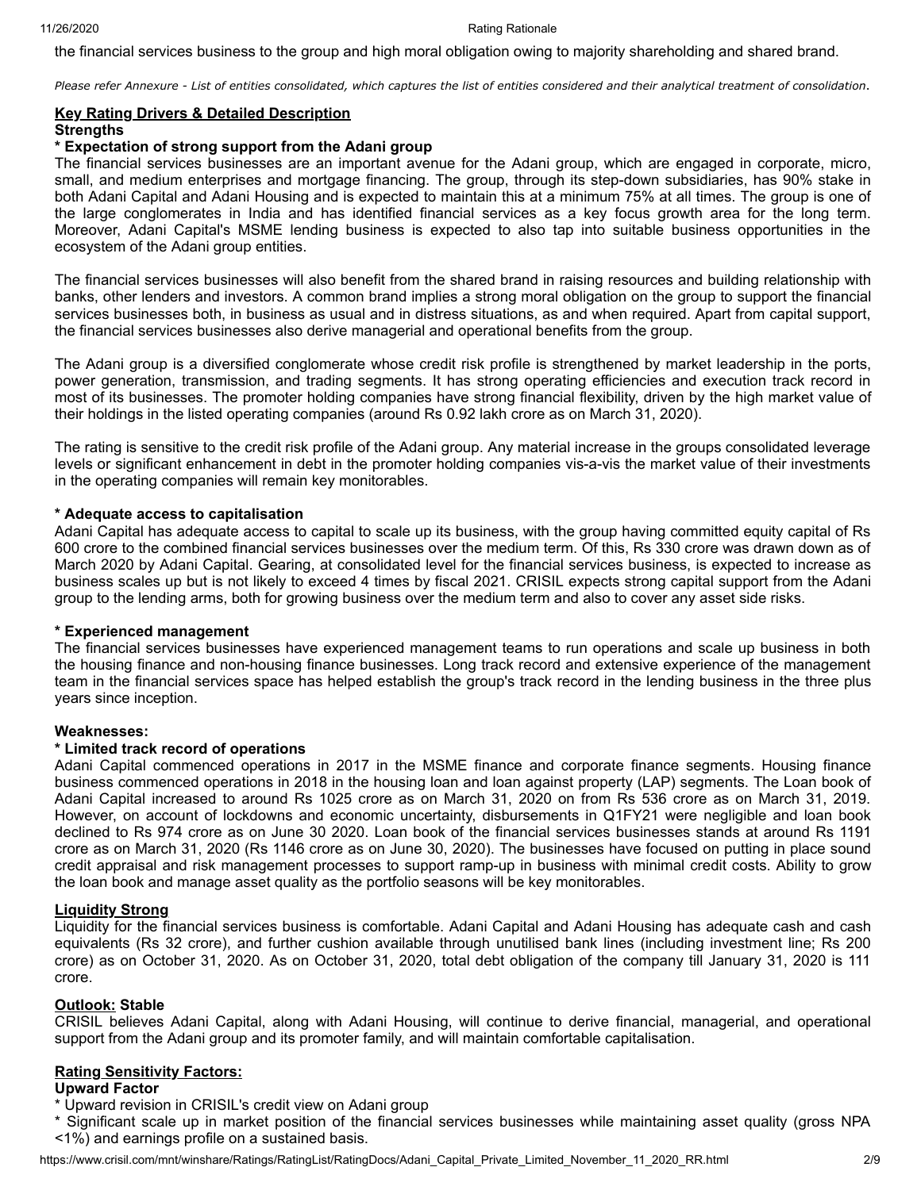the financial services business to the group and high moral obligation owing to majority shareholding and shared brand.

*Please refer Annexure - List of entities consolidated, which captures the list of entities considered and their analytical treatment of consolidation.*

**Key Rating Drivers & Detailed Description**

**Strengths**

**\* Expectation of strong support from the Adani group**

The financial services businesses are an important avenue for the Adani group, which are engaged in corporate, micro, small, and medium enterprises and mortgage financing. The group, through its step-down subsidiaries, has 90% stake in both Adani Capital and Adani Housing and is expected to maintain this at a minimum 75% at all times. The group is one of the large conglomerates in India and has identified financial services as a key focus growth area for the long term. Moreover, Adani Capital's MSME lending business is expected to also tap into suitable business opportunities in the ecosystem of the Adani group entities.

The financial services businesses will also benefit from the shared brand in raising resources and building relationship with banks, other lenders and investors. A common brand implies a strong moral obligation on the group to support the financial services businesses both, in business as usual and in distress situations, as and when required. Apart from capital support, the financial services businesses also derive managerial and operational benefits from the group.

The Adani group is a diversified conglomerate whose credit risk profile is strengthened by market leadership in the ports, power generation, transmission, and trading segments. It has strong operating efficiencies and execution track record in most of its businesses. The promoter holding companies have strong financial flexibility, driven by the high market value of their holdings in the listed operating companies (around Rs 0.92 lakh crore as on March 31, 2020).

The rating is sensitive to the credit risk profile of the Adani group. Any material increase in the groups consolidated leverage levels or significant enhancement in debt in the promoter holding companies vis-a-vis the market value of their investments in the operating companies will remain key monitorables.

**\* Adequate access to capitalisation**

Adani Capital has adequate access to capital to scale up its business, with the group having committed equity capital of Rs 600 crore to the combined financial services businesses over the medium term. Of this, Rs 330 crore was drawn down as of March 2020 by Adani Capital. Gearing, at consolidated level for the financial services business, is expected to increase as business scales up but is not likely to exceed 4 times by fiscal 2021. CRISIL expects strong capital support from the Adani group to the lending arms, both for growing business over the medium term and also to cover any asset side risks.

**\* Experienced management**

The financial services businesses have experienced management teams to run operations and scale up business in both the housing finance and non-housing finance businesses. Long track record and extensive experience of the management team in the financial services space has helped establish the group's track record in the lending business in the three plus years since inception.

**Weaknesses:**

**\* Limited track record of operations**

Adani Capital commenced operations in 2017 in the MSME finance and corporate finance segments. Housing finance business commenced operations in 2018 in the housing loan and loan against property (LAP) segments. The Loan book of Adani Capital increased to around Rs 1025 crore as on March 31, 2020 on from Rs 536 crore as on March 31, 2019. However, on account of lockdowns and economic uncertainty, disbursements in Q1FY21 were negligible and loan book declined to Rs 974 crore as on June 30 2020. Loan book of the financial services businesses stands at around Rs 1191 crore as on March 31, 2020 (Rs 1146 crore as on June 30, 2020). The businesses have focused on putting in place sound credit appraisal and risk management processes to support ramp-up in business with minimal credit costs. Ability to grow the loan book and manage asset quality as the portfolio seasons will be key monitorables.

**Liquidity Strong**

Liquidity for the financial services business is comfortable. Adani Capital and Adani Housing has adequate cash and cash equivalents (Rs 32 crore), and further cushion available through unutilised bank lines (including investment line; Rs 200 crore) as on October 31, 2020. As on October 31, 2020, total debt obligation of the company till January 31, 2020 is 111 crore.

**Outlook: Stable**

CRISIL believes Adani Capital, along with Adani Housing, will continue to derive financial, managerial, and operational support from the Adani group and its promoter family, and will maintain comfortable capitalisation.

**Rating Sensitivity Factors:**

**Upward Factor**

\* Upward revision in CRISIL's credit view on Adani group

\* Significant scale up in market position of the financial services businesses while maintaining asset quality (gross NPA <1%) and earnings profile on a sustained basis.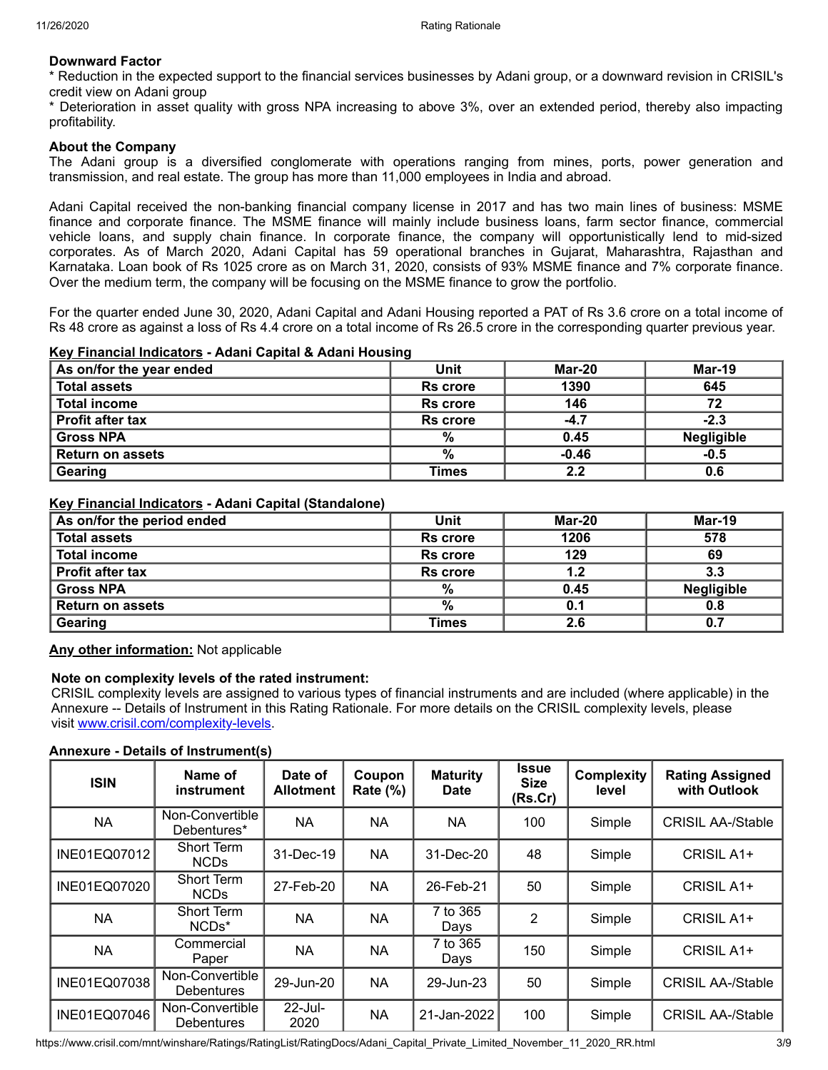**Downward Factor**

* Reduction in the expected support to the financial services businesses by Adani group, or a downward revision in CRISIL's credit view on Adani group
* Deterioration in asset quality with gross NPA increasing to above 3%, over an extended period, thereby also impacting profitability.

**About the Company**

The Adani group is a diversified conglomerate with operations ranging from mines, ports, power generation and transmission, and real estate. The group has more than 11,000 employees in India and abroad.

Adani Capital received the non-banking financial company license in 2017 and has two main lines of business: MSME finance and corporate finance. The MSME finance will mainly include business loans, farm sector finance, commercial vehicle loans, and supply chain finance. In corporate finance, the company will opportunistically lend to mid-sized corporates. As of March 2020, Adani Capital has 59 operational branches in Gujarat, Maharashtra, Rajasthan and Karnataka. Loan book of Rs 1025 crore as on March 31, 2020, consists of 93% MSME finance and 7% corporate finance. Over the medium term, the company will be focusing on the MSME finance to grow the portfolio.

For the quarter ended June 30, 2020, Adani Capital and Adani Housing reported a PAT of Rs 3.6 crore on a total income of Rs 48 crore as against a loss of Rs 4.4 crore on a total income of Rs 26.5 crore in the corresponding quarter previous year.

**Key Financial Indicators - Adani Capital & Adani Housing**

| As on/for the year ended | Unit | Mar-20 | Mar-19 |
|---|---|---|---|
| Total assets | Rs crore | 1390 | 645 |
| Total income | Rs crore | 146 | 72 |
| Profit after tax | Rs crore | -4.7 | -2.3 |
| Gross NPA | % | 0.45 | Negligible |
| Return on assets | % | -0.46 | -0.5 |
| Gearing | Times | 2.2 | 0.6 |

**Key Financial Indicators - Adani Capital (Standalone)**

| As on/for the period ended | Unit | Mar-20 | Mar-19 |
|---|---|---|---|
| Total assets | Rs crore | 1206 | 578 |
| Total income | Rs crore | 129 | 69 |
| Profit after tax | Rs crore | 1.2 | 3.3 |
| Gross NPA | % | 0.45 | Negligible |
| Return on assets | % | 0.1 | 0.8 |
| Gearing | Times | 2.6 | 0.7 |

**Any other information:** Not applicable

**Note on complexity levels of the rated instrument:**

CRISIL complexity levels are assigned to various types of financial instruments and are included (where applicable) in the Annexure -- Details of Instrument in this Rating Rationale. For more details on the CRISIL complexity levels, please visit www.crisil.com/complexity-levels.

**Annexure - Details of Instrument(s)**

| ISIN | Name of instrument | Date of Allotment | Coupon Rate (%) | Maturity Date | Issue Size (Rs.Cr) | Complexity level | Rating Assigned with Outlook |
|---|---|---|---|---|---|---|---|
| NA | Non-Convertible Debentures* | NA | NA | NA | 100 | Simple | CRISIL AA-/Stable |
| INE01EQ07012 | Short Term NCDs | 31-Dec-19 | NA | 31-Dec-20 | 48 | Simple | CRISIL A1+ |
| INE01EQ07020 | Short Term NCDs | 27-Feb-20 | NA | 26-Feb-21 | 50 | Simple | CRISIL A1+ |
| NA | Short Term NCDs* | NA | NA | 7 to 365 Days | 2 | Simple | CRISIL A1+ |
| NA | Commercial Paper | NA | NA | 7 to 365 Days | 150 | Simple | CRISIL A1+ |
| INE01EQ07038 | Non-Convertible Debentures | 29-Jun-20 | NA | 29-Jun-23 | 50 | Simple | CRISIL AA-/Stable |
| INE01EQ07046 | Non-Convertible Debentures | 22-Jul-2020 | NA | 21-Jan-2022 | 100 | Simple | CRISIL AA-/Stable |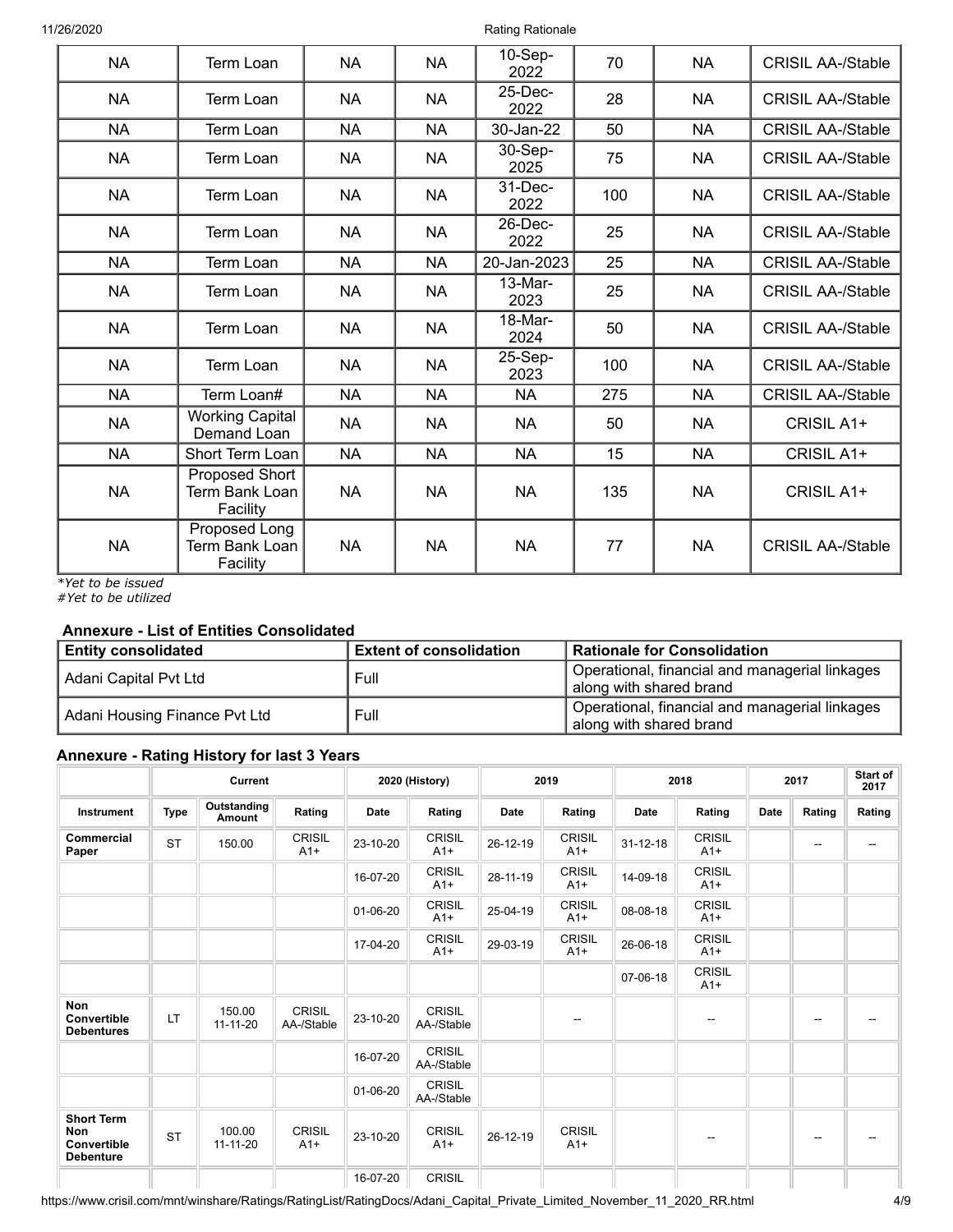| NA | Term Loan | NA | NA | 10-Sep-2022 | 70 | NA | CRISIL AA-/Stable |
|---|---|---|---|---|---|---|---|
| NA | Term Loan | NA | NA | 25-Dec-2022 | 28 | NA | CRISIL AA-/Stable |
| NA | Term Loan | NA | NA | 30-Jan-22 | 50 | NA | CRISIL AA-/Stable |
| NA | Term Loan | NA | NA | 30-Sep-2025 | 75 | NA | CRISIL AA-/Stable |
| NA | Term Loan | NA | NA | 31-Dec-2022 | 100 | NA | CRISIL AA-/Stable |
| NA | Term Loan | NA | NA | 26-Dec-2022 | 25 | NA | CRISIL AA-/Stable |
| NA | Term Loan | NA | NA | 20-Jan-2023 | 25 | NA | CRISIL AA-/Stable |
| NA | Term Loan | NA | NA | 13-Mar-2023 | 25 | NA | CRISIL AA-/Stable |
| NA | Term Loan | NA | NA | 18-Mar-2024 | 50 | NA | CRISIL AA-/Stable |
| NA | Term Loan | NA | NA | 25-Sep-2023 | 100 | NA | CRISIL AA-/Stable |
| NA | Term Loan# | NA | NA | NA | 275 | NA | CRISIL AA-/Stable |
| NA | Working Capital Demand Loan | NA | NA | NA | 50 | NA | CRISIL A1+ |
| NA | Short Term Loan | NA | NA | NA | 15 | NA | CRISIL A1+ |
| NA | Proposed Short Term Bank Loan Facility | NA | NA | NA | 135 | NA | CRISIL A1+ |
| NA | Proposed Long Term Bank Loan Facility | NA | NA | NA | 77 | NA | CRISIL AA-/Stable |

*Yet to be issued
#Yet to be utilized

### Annexure - List of Entities Consolidated

| Entity consolidated | Extent of consolidation | Rationale for Consolidation |
|---|---|---|
| Adani Capital Pvt Ltd | Full | Operational, financial and managerial linkages along with shared brand |
| Adani Housing Finance Pvt Ltd | Full | Operational, financial and managerial linkages along with shared brand |

### Annexure - Rating History for last 3 Years

| | Current | | | 2020 (History) | | 2019 | | 2018 | | 2017 | | Start of 2017 |
|---|---|---|---|---|---|---|---|---|---|---|---|---|
| **Instrument** | **Type** | **Outstanding Amount** | **Rating** | **Date** | **Rating** | **Date** | **Rating** | **Date** | **Rating** | **Date** | **Rating** | **Rating** |
| **Commercial Paper** | ST | 150.00 | CRISIL A1+ | 23-10-20 | CRISIL A1+ | 26-12-19 | CRISIL A1+ | 31-12-18 | CRISIL A1+ | | -- | -- |
| | | | | 16-07-20 | CRISIL A1+ | 28-11-19 | CRISIL A1+ | 14-09-18 | CRISIL A1+ | | | |
| | | | | 01-06-20 | CRISIL A1+ | 25-04-19 | CRISIL A1+ | 08-08-18 | CRISIL A1+ | | | |
| | | | | 17-04-20 | CRISIL A1+ | 29-03-19 | CRISIL A1+ | 26-06-18 | CRISIL A1+ | | | |
| | | | | | | | | 07-06-18 | CRISIL A1+ | | | |
| **Non Convertible Debentures** | LT | 150.00 11-11-20 | CRISIL AA-/Stable | 23-10-20 | CRISIL AA-/Stable | | -- | | -- | | -- | -- |
| | | | | 16-07-20 | CRISIL AA-/Stable | | | | | | | |
| | | | | 01-06-20 | CRISIL AA-/Stable | | | | | | | |
| **Short Term Non Convertible Debenture** | ST | 100.00 11-11-20 | CRISIL A1+ | 23-10-20 | CRISIL A1+ | 26-12-19 | CRISIL A1+ | | -- | | -- | -- |
| | | | | 16-07-20 | CRISIL | | | | | | | |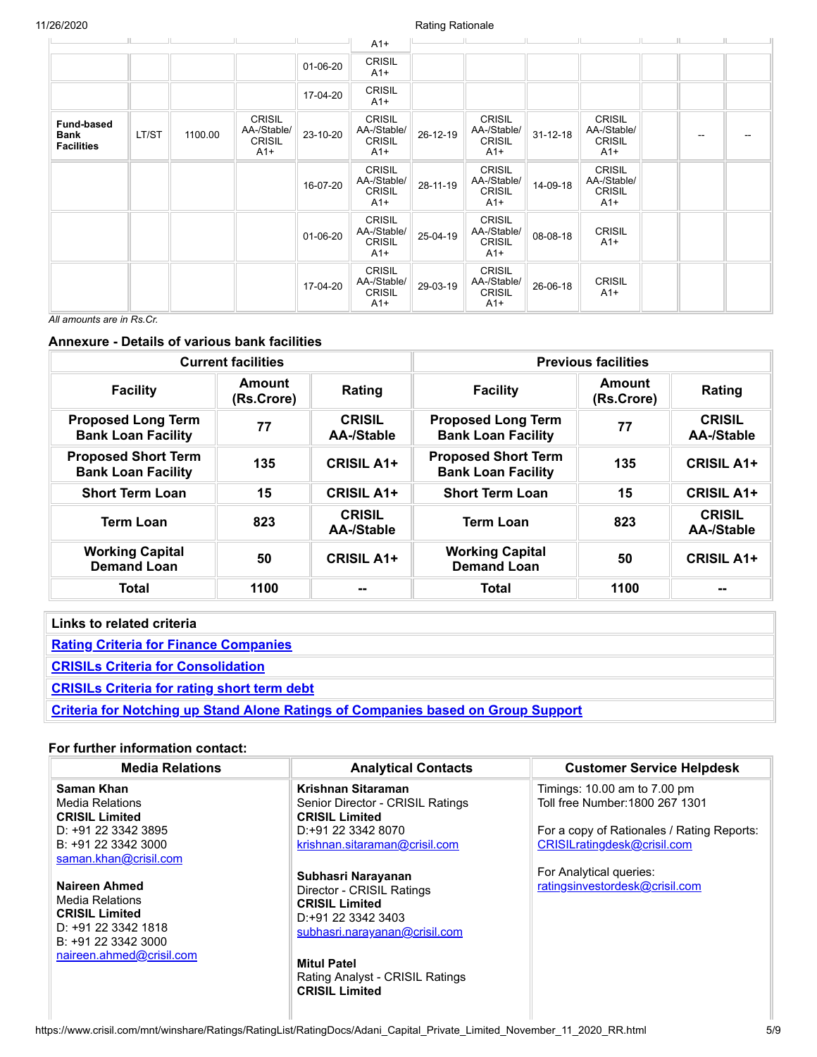| | | | | | A1+ | | | | | | | |
|---|---|---|---|---|---|---|---|---|---|---|---|---|
| | | | | 01-06-20 | CRISIL A1+ | | | | | | | |
| | | | | 17-04-20 | CRISIL A1+ | | | | | | | |
| **Fund-based Bank Facilities** | LT/ST | 1100.00 | CRISIL AA-/Stable/ CRISIL A1+ | 23-10-20 | CRISIL AA-/Stable/ CRISIL A1+ | 26-12-19 | CRISIL AA-/Stable/ CRISIL A1+ | 31-12-18 | CRISIL AA-/Stable/ CRISIL A1+ | | -- | -- |
| | | | | 16-07-20 | CRISIL AA-/Stable/ CRISIL A1+ | 28-11-19 | CRISIL AA-/Stable/ CRISIL A1+ | 14-09-18 | CRISIL AA-/Stable/ CRISIL A1+ | | | |
| | | | | 01-06-20 | CRISIL AA-/Stable/ CRISIL A1+ | 25-04-19 | CRISIL AA-/Stable/ CRISIL A1+ | 08-08-18 | CRISIL A1+ | | | |
| | | | | 17-04-20 | CRISIL AA-/Stable/ CRISIL A1+ | 29-03-19 | CRISIL AA-/Stable/ CRISIL A1+ | 26-06-18 | CRISIL A1+ | | | |

*All amounts are in Rs.Cr.*

### Annexure - Details of various bank facilities

| Current facilities | | | Previous facilities | | |
|---|---|---|---|---|---|
| **Facility** | **Amount (Rs.Crore)** | **Rating** | **Facility** | **Amount (Rs.Crore)** | **Rating** |
| **Proposed Long Term Bank Loan Facility** | **77** | **CRISIL AA-/Stable** | **Proposed Long Term Bank Loan Facility** | **77** | **CRISIL AA-/Stable** |
| **Proposed Short Term Bank Loan Facility** | **135** | **CRISIL A1+** | **Proposed Short Term Bank Loan Facility** | **135** | **CRISIL A1+** |
| **Short Term Loan** | **15** | **CRISIL A1+** | **Short Term Loan** | **15** | **CRISIL A1+** |
| **Term Loan** | **823** | **CRISIL AA-/Stable** | **Term Loan** | **823** | **CRISIL AA-/Stable** |
| **Working Capital Demand Loan** | **50** | **CRISIL A1+** | **Working Capital Demand Loan** | **50** | **CRISIL A1+** |
| **Total** | **1100** | **--** | **Total** | **1100** | **--** |

| Links to related criteria |
|---|
| [Rating Criteria for Finance Companies]() |
| [CRISILs Criteria for Consolidation]() |
| [CRISILs Criteria for rating short term debt]() |
| [Criteria for Notching up Stand Alone Ratings of Companies based on Group Support]() |

### For further information contact:

| Media Relations | Analytical Contacts | Customer Service Helpdesk |
|---|---|---|
| **Saman Khan**<br>Media Relations<br>**CRISIL Limited**<br>D: +91 22 3342 3895<br>B: +91 22 3342 3000<br>saman.khan@crisil.com<br><br>**Naireen Ahmed**<br>Media Relations<br>**CRISIL Limited**<br>D: +91 22 3342 1818<br>B: +91 22 3342 3000<br>naireen.ahmed@crisil.com | **Krishnan Sitaraman**<br>Senior Director - CRISIL Ratings<br>**CRISIL Limited**<br>D:+91 22 3342 8070<br>krishnan.sitaraman@crisil.com<br><br>**Subhasri Narayanan**<br>Director - CRISIL Ratings<br>**CRISIL Limited**<br>D:+91 22 3342 3403<br>subhasri.narayanan@crisil.com<br><br>**Mitul Patel**<br>Rating Analyst - CRISIL Ratings<br>**CRISIL Limited** | Timings: 10.00 am to 7.00 pm<br>Toll free Number:1800 267 1301<br><br>For a copy of Rationales / Rating Reports:<br>CRISILratingdesk@crisil.com<br><br>For Analytical queries:<br>ratingsinvestordesk@crisil.com |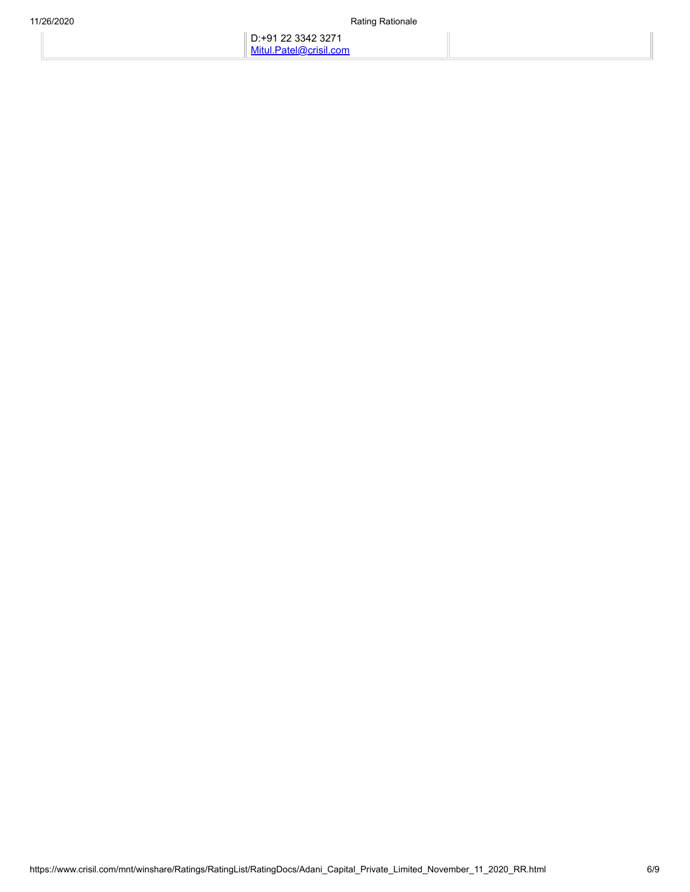|  | D:+91 22 3342 3271<br>Mitul.Patel@crisil.com |  |
|---|---|---|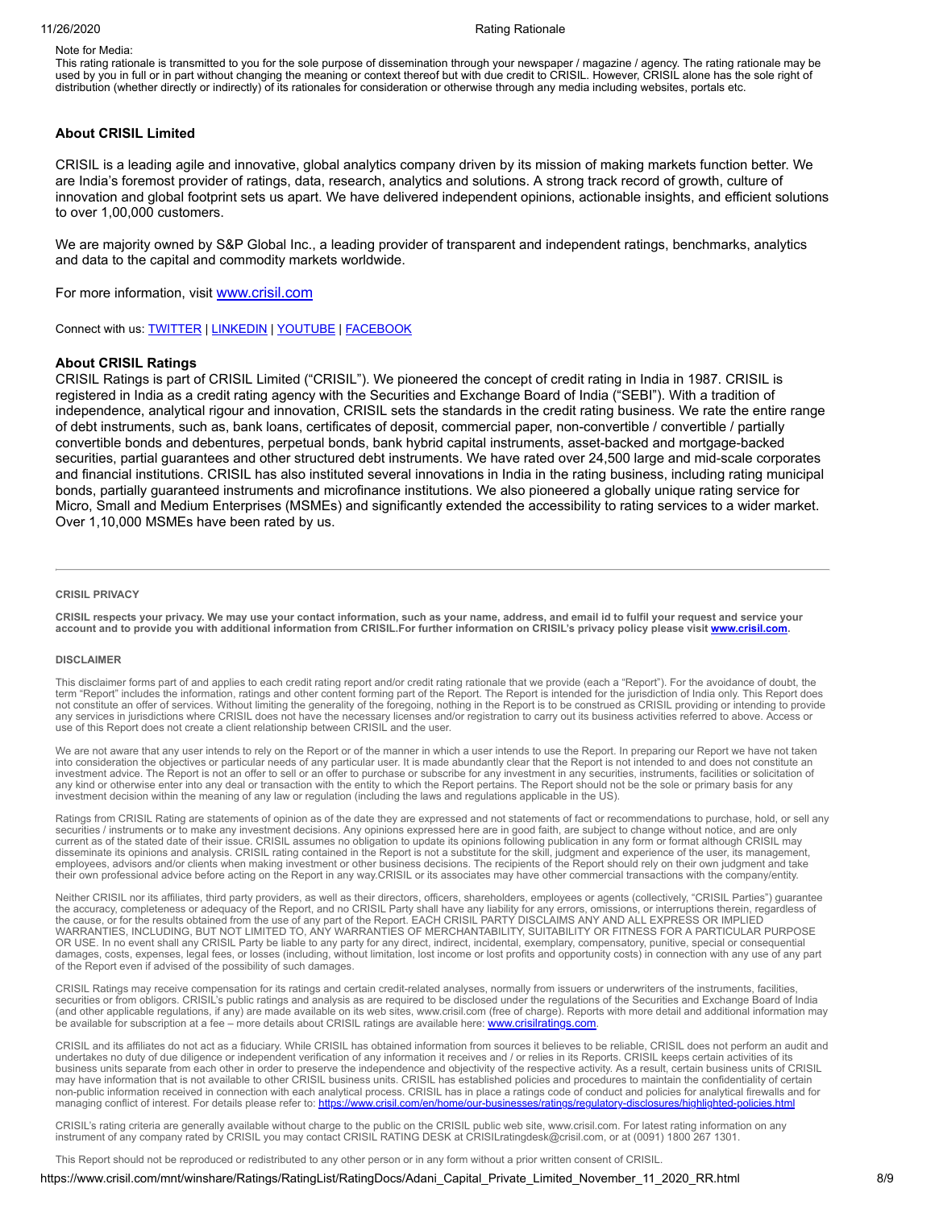Note for Media:
This rating rationale is transmitted to you for the sole purpose of dissemination through your newspaper / magazine / agency. The rating rationale may be used by you in full or in part without changing the meaning or context thereof but with due credit to CRISIL. However, CRISIL alone has the sole right of distribution (whether directly or indirectly) of its rationales for consideration or otherwise through any media including websites, portals etc.

### About CRISIL Limited

CRISIL is a leading agile and innovative, global analytics company driven by its mission of making markets function better. We are India's foremost provider of ratings, data, research, analytics and solutions. A strong track record of growth, culture of innovation and global footprint sets us apart. We have delivered independent opinions, actionable insights, and efficient solutions to over 1,00,000 customers.

We are majority owned by S&P Global Inc., a leading provider of transparent and independent ratings, benchmarks, analytics and data to the capital and commodity markets worldwide.

For more information, visit www.crisil.com

Connect with us: TWITTER | LINKEDIN | YOUTUBE | FACEBOOK

### About CRISIL Ratings

CRISIL Ratings is part of CRISIL Limited ("CRISIL"). We pioneered the concept of credit rating in India in 1987. CRISIL is registered in India as a credit rating agency with the Securities and Exchange Board of India ("SEBI"). With a tradition of independence, analytical rigour and innovation, CRISIL sets the standards in the credit rating business. We rate the entire range of debt instruments, such as, bank loans, certificates of deposit, commercial paper, non-convertible / convertible / partially convertible bonds and debentures, perpetual bonds, bank hybrid capital instruments, asset-backed and mortgage-backed securities, partial guarantees and other structured debt instruments. We have rated over 24,500 large and mid-scale corporates and financial institutions. CRISIL has also instituted several innovations in India in the rating business, including rating municipal bonds, partially guaranteed instruments and microfinance institutions. We also pioneered a globally unique rating service for Micro, Small and Medium Enterprises (MSMEs) and significantly extended the accessibility to rating services to a wider market. Over 1,10,000 MSMEs have been rated by us.

---

#### CRISIL PRIVACY

**CRISIL respects your privacy. We may use your contact information, such as your name, address, and email id to fulfil your request and service your account and to provide you with additional information from CRISIL.For further information on CRISIL's privacy policy please visit www.crisil.com.**

#### DISCLAIMER

This disclaimer forms part of and applies to each credit rating report and/or credit rating rationale that we provide (each a "Report"). For the avoidance of doubt, the term "Report" includes the information, ratings and other content forming part of the Report. The Report is intended for the jurisdiction of India only. This Report does not constitute an offer of services. Without limiting the generality of the foregoing, nothing in the Report is to be construed as CRISIL providing or intending to provide any services in jurisdictions where CRISIL does not have the necessary licenses and/or registration to carry out its business activities referred to above. Access or use of this Report does not create a client relationship between CRISIL and the user.

We are not aware that any user intends to rely on the Report or of the manner in which a user intends to use the Report. In preparing our Report we have not taken into consideration the objectives or particular needs of any particular user. It is made abundantly clear that the Report is not intended to and does not constitute an investment advice. The Report is not an offer to sell or an offer to purchase or subscribe for any investment in any securities, instruments, facilities or solicitation of any kind or otherwise enter into any deal or transaction with the entity to which the Report pertains. The Report should not be the sole or primary basis for any investment decision within the meaning of any law or regulation (including the laws and regulations applicable in the US).

Ratings from CRISIL Rating are statements of opinion as of the date they are expressed and not statements of fact or recommendations to purchase, hold, or sell any securities / instruments or to make any investment decisions. Any opinions expressed here are in good faith, are subject to change without notice, and are only current as of the stated date of their issue. CRISIL assumes no obligation to update its opinions following publication in any form or format although CRISIL may disseminate its opinions and analysis. CRISIL rating contained in the Report is not a substitute for the skill, judgment and experience of the user, its management, employees, advisors and/or clients when making investment or other business decisions. The recipients of the Report should rely on their own judgment and take their own professional advice before acting on the Report in any way.CRISIL or its associates may have other commercial transactions with the company/entity.

Neither CRISIL nor its affiliates, third party providers, as well as their directors, officers, shareholders, employees or agents (collectively, "CRISIL Parties") guarantee the accuracy, completeness or adequacy of the Report, and no CRISIL Party shall have any liability for any errors, omissions, or interruptions therein, regardless of the cause, or for the results obtained from the use of any part of the Report. EACH CRISIL PARTY DISCLAIMS ANY AND ALL EXPRESS OR IMPLIED WARRANTIES, INCLUDING, BUT NOT LIMITED TO, ANY WARRANTIES OF MERCHANTABILITY, SUITABILITY OR FITNESS FOR A PARTICULAR PURPOSE OR USE. In no event shall any CRISIL Party be liable to any party for any direct, indirect, incidental, exemplary, compensatory, punitive, special or consequential damages, costs, expenses, legal fees, or losses (including, without limitation, lost income or lost profits and opportunity costs) in connection with any use of any part of the Report even if advised of the possibility of such damages.

CRISIL Ratings may receive compensation for its ratings and certain credit-related analyses, normally from issuers or underwriters of the instruments, facilities, securities or from obligors. CRISIL's public ratings and analysis as are required to be disclosed under the regulations of the Securities and Exchange Board of India (and other applicable regulations, if any) are made available on its web sites, www.crisil.com (free of charge). Reports with more detail and additional information may be available for subscription at a fee – more details about CRISIL ratings are available here: www.crisilratings.com.

CRISIL and its affiliates do not act as a fiduciary. While CRISIL has obtained information from sources it believes to be reliable, CRISIL does not perform an audit and undertakes no duty of due diligence or independent verification of any information it receives and / or relies in its Reports. CRISIL keeps certain activities of its business units separate from each other in order to preserve the independence and objectivity of the respective activity. As a result, certain business units of CRISIL may have information that is not available to other CRISIL business units. CRISIL has established policies and procedures to maintain the confidentiality of certain non-public information received in connection with each analytical process. CRISIL has in place a ratings code of conduct and policies for analytical firewalls and for managing conflict of interest. For details please refer to: https://www.crisil.com/en/home/our-businesses/ratings/regulatory-disclosures/highlighted-policies.html

CRISIL's rating criteria are generally available without charge to the public on the CRISIL public web site, www.crisil.com. For latest rating information on any instrument of any company rated by CRISIL you may contact CRISIL RATING DESK at CRISILratingdesk@crisil.com, or at (0091) 1800 267 1301.

This Report should not be reproduced or redistributed to any other person or in any form without a prior written consent of CRISIL.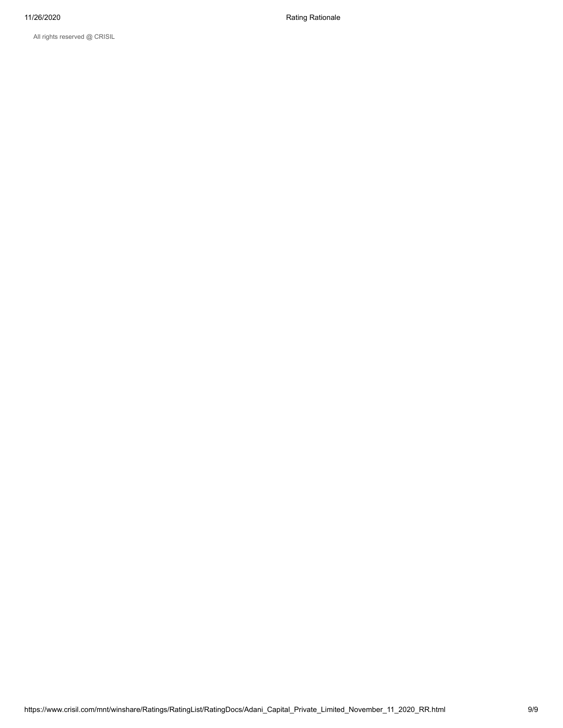All rights reserved @ CRISIL